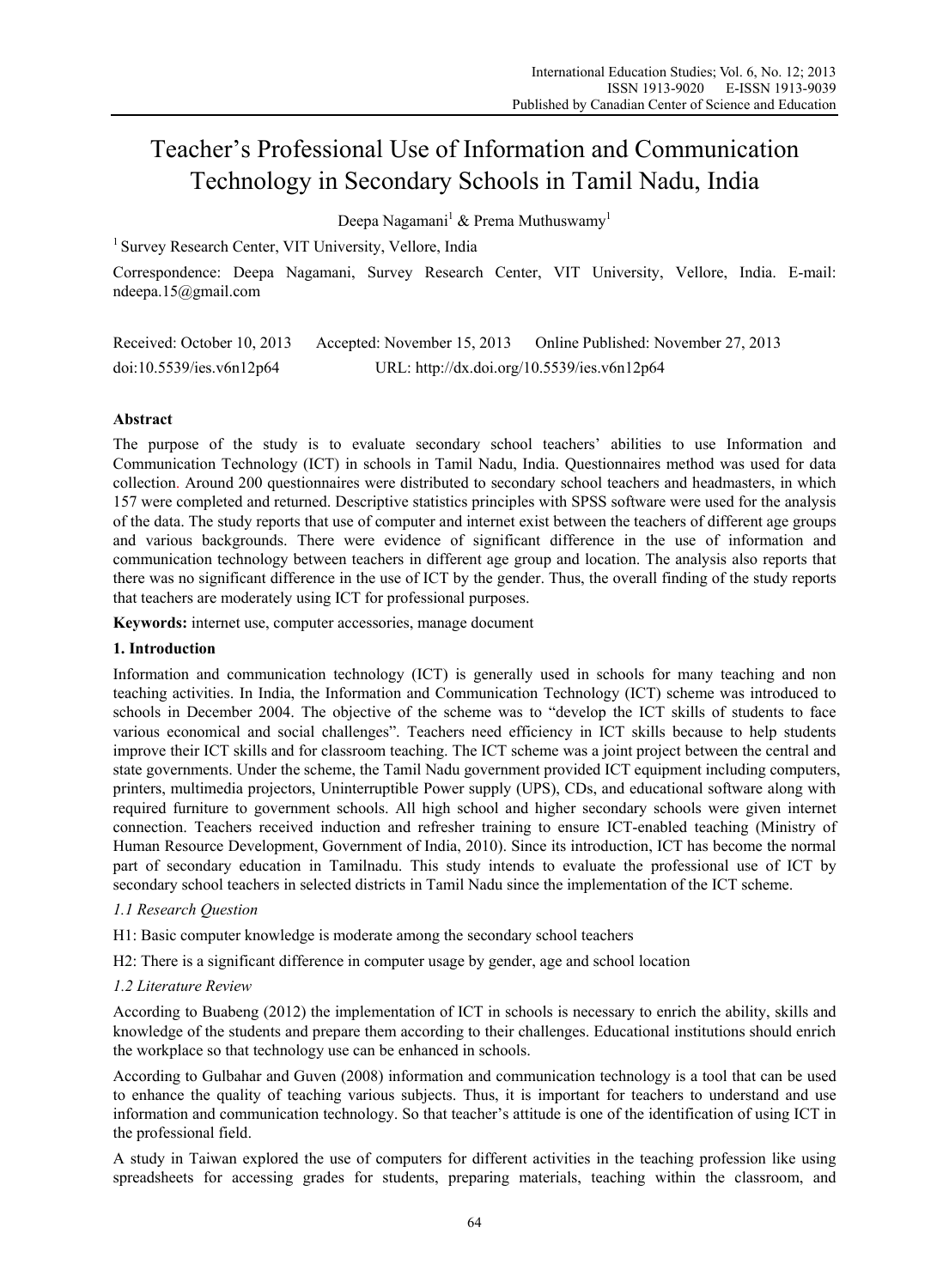# Teacher's Professional Use of Information and Communication Technology in Secondary Schools in Tamil Nadu, India

Deepa Nagamani[1] & Prema Muthuswamy[1]

[1] Survey Research Center, VIT University, Vellore, India

Correspondence: Deepa Nagamani, Survey Research Center, VIT University, Vellore, India. E-mail: ndeepa.15@gmail.com

Received: October 10, 2013   Accepted: November 15, 2013   Online Published: November 27, 2013

doi:10.5539/ies.v6n12p64   URL: http://dx.doi.org/10.5539/ies.v6n12p64

## Abstract

The purpose of the study is to evaluate secondary school teachers' abilities to use Information and Communication Technology (ICT) in schools in Tamil Nadu, India. Questionnaires method was used for data collection. Around 200 questionnaires were distributed to secondary school teachers and headmasters, in which 157 were completed and returned. Descriptive statistics principles with SPSS software were used for the analysis of the data. The study reports that use of computer and internet exist between the teachers of different age groups and various backgrounds. There were evidence of significant difference in the use of information and communication technology between teachers in different age group and location. The analysis also reports that there was no significant difference in the use of ICT by the gender. Thus, the overall finding of the study reports that teachers are moderately using ICT for professional purposes.

**Keywords:** internet use, computer accessories, manage document

## 1. Introduction

Information and communication technology (ICT) is generally used in schools for many teaching and non teaching activities. In India, the Information and Communication Technology (ICT) scheme was introduced to schools in December 2004. The objective of the scheme was to "develop the ICT skills of students to face various economical and social challenges". Teachers need efficiency in ICT skills because to help students improve their ICT skills and for classroom teaching. The ICT scheme was a joint project between the central and state governments. Under the scheme, the Tamil Nadu government provided ICT equipment including computers, printers, multimedia projectors, Uninterruptible Power supply (UPS), CDs, and educational software along with required furniture to government schools. All high school and higher secondary schools were given internet connection. Teachers received induction and refresher training to ensure ICT-enabled teaching (Ministry of Human Resource Development, Government of India, 2010). Since its introduction, ICT has become the normal part of secondary education in Tamilnadu. This study intends to evaluate the professional use of ICT by secondary school teachers in selected districts in Tamil Nadu since the implementation of the ICT scheme.

### *1.1 Research Question*

H1: Basic computer knowledge is moderate among the secondary school teachers

H2: There is a significant difference in computer usage by gender, age and school location

### *1.2 Literature Review*

According to Buabeng (2012) the implementation of ICT in schools is necessary to enrich the ability, skills and knowledge of the students and prepare them according to their challenges. Educational institutions should enrich the workplace so that technology use can be enhanced in schools.

According to Gulbahar and Guven (2008) information and communication technology is a tool that can be used to enhance the quality of teaching various subjects. Thus, it is important for teachers to understand and use information and communication technology. So that teacher's attitude is one of the identification of using ICT in the professional field.

A study in Taiwan explored the use of computers for different activities in the teaching profession like using spreadsheets for accessing grades for students, preparing materials, teaching within the classroom, and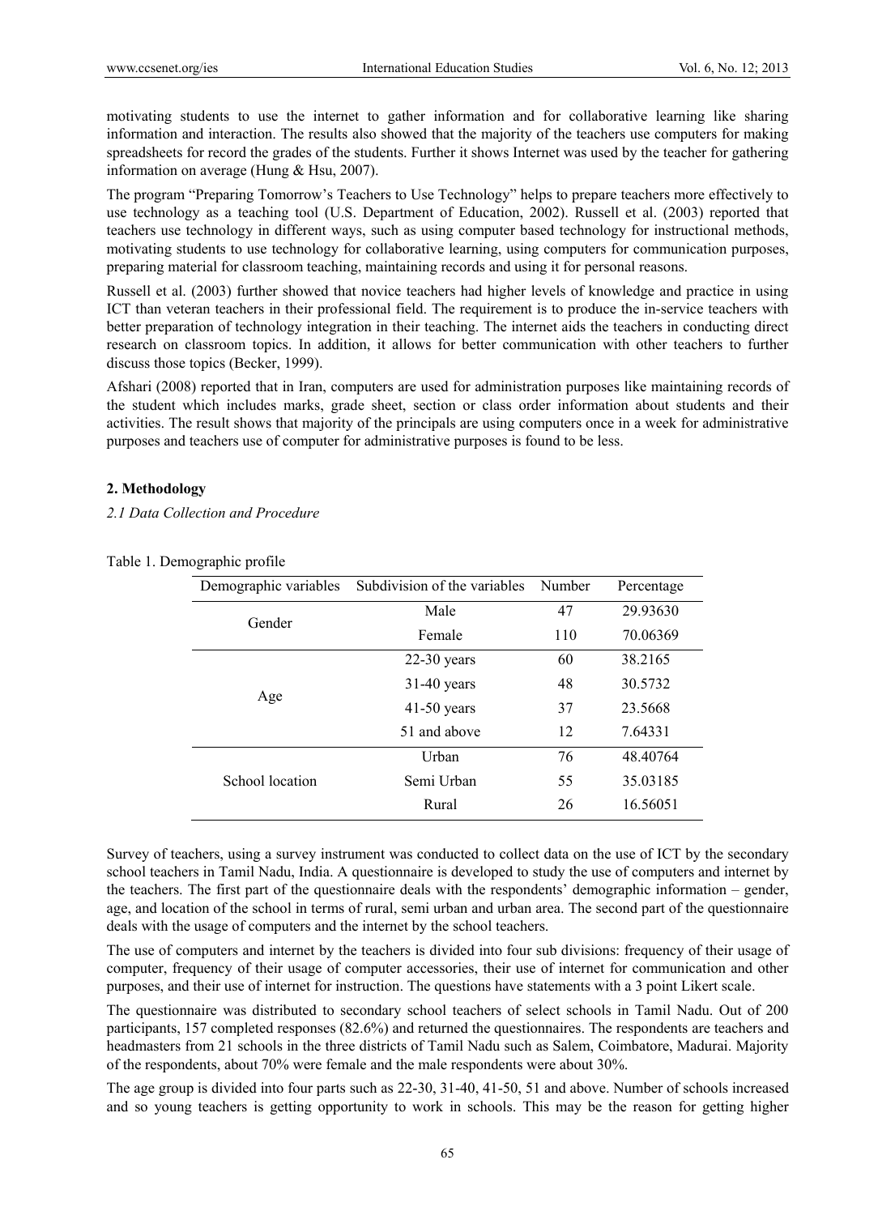motivating students to use the internet to gather information and for collaborative learning like sharing information and interaction. The results also showed that the majority of the teachers use computers for making spreadsheets for record the grades of the students. Further it shows Internet was used by the teacher for gathering information on average (Hung & Hsu, 2007).

The program "Preparing Tomorrow's Teachers to Use Technology" helps to prepare teachers more effectively to use technology as a teaching tool (U.S. Department of Education, 2002). Russell et al. (2003) reported that teachers use technology in different ways, such as using computer based technology for instructional methods, motivating students to use technology for collaborative learning, using computers for communication purposes, preparing material for classroom teaching, maintaining records and using it for personal reasons.

Russell et al. (2003) further showed that novice teachers had higher levels of knowledge and practice in using ICT than veteran teachers in their professional field. The requirement is to produce the in-service teachers with better preparation of technology integration in their teaching. The internet aids the teachers in conducting direct research on classroom topics. In addition, it allows for better communication with other teachers to further discuss those topics (Becker, 1999).

Afshari (2008) reported that in Iran, computers are used for administration purposes like maintaining records of the student which includes marks, grade sheet, section or class order information about students and their activities. The result shows that majority of the principals are using computers once in a week for administrative purposes and teachers use of computer for administrative purposes is found to be less.

## 2. Methodology

### *2.1 Data Collection and Procedure*

Table 1. Demographic profile

| Demographic variables | Subdivision of the variables | Number | Percentage |
|---|---|---|---|
| Gender | Male | 47 | 29.93630 |
| | Female | 110 | 70.06369 |
| Age | 22-30 years | 60 | 38.2165 |
| | 31-40 years | 48 | 30.5732 |
| | 41-50 years | 37 | 23.5668 |
| | 51 and above | 12 | 7.64331 |
| School location | Urban | 76 | 48.40764 |
| | Semi Urban | 55 | 35.03185 |
| | Rural | 26 | 16.56051 |

Survey of teachers, using a survey instrument was conducted to collect data on the use of ICT by the secondary school teachers in Tamil Nadu, India. A questionnaire is developed to study the use of computers and internet by the teachers. The first part of the questionnaire deals with the respondents' demographic information – gender, age, and location of the school in terms of rural, semi urban and urban area. The second part of the questionnaire deals with the usage of computers and the internet by the school teachers.

The use of computers and internet by the teachers is divided into four sub divisions: frequency of their usage of computer, frequency of their usage of computer accessories, their use of internet for communication and other purposes, and their use of internet for instruction. The questions have statements with a 3 point Likert scale.

The questionnaire was distributed to secondary school teachers of select schools in Tamil Nadu. Out of 200 participants, 157 completed responses (82.6%) and returned the questionnaires. The respondents are teachers and headmasters from 21 schools in the three districts of Tamil Nadu such as Salem, Coimbatore, Madurai. Majority of the respondents, about 70% were female and the male respondents were about 30%.

The age group is divided into four parts such as 22-30, 31-40, 41-50, 51 and above. Number of schools increased and so young teachers is getting opportunity to work in schools. This may be the reason for getting higher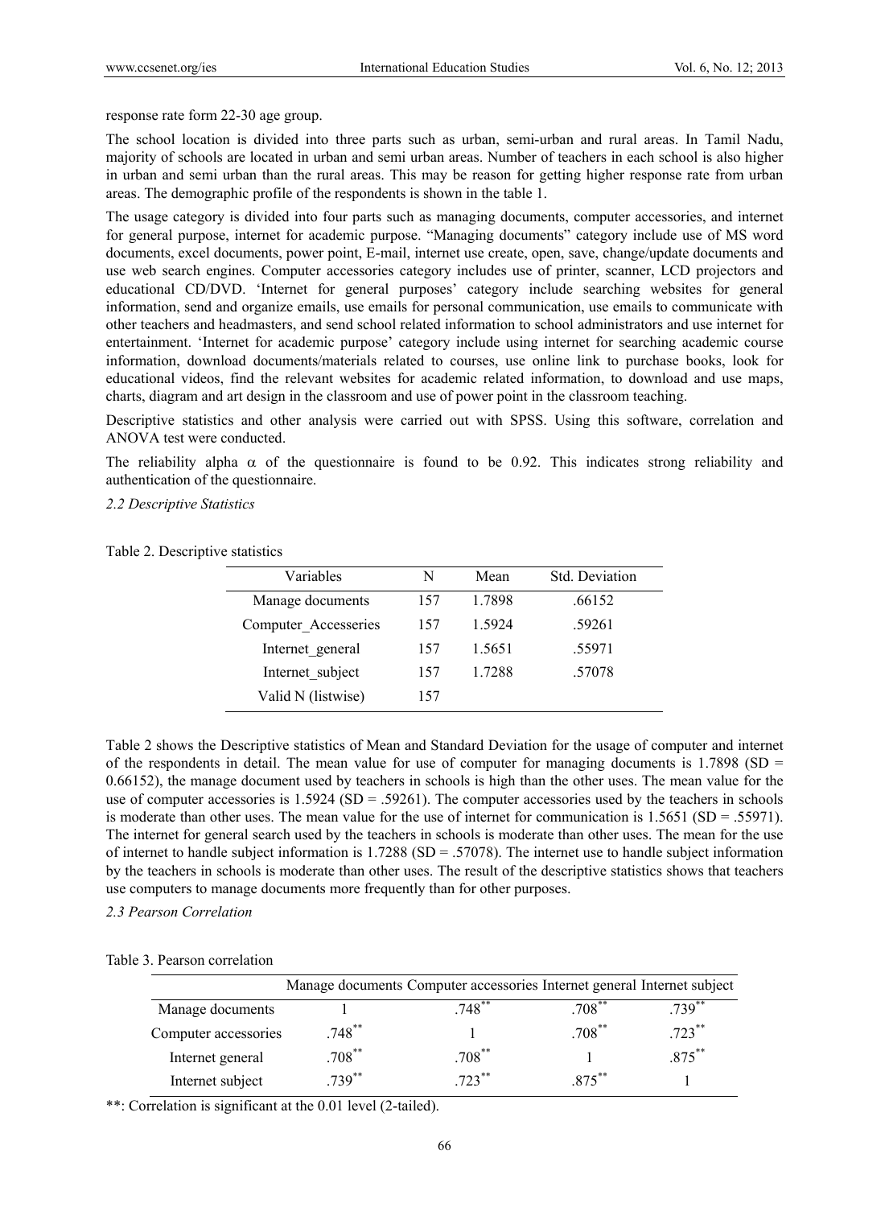response rate form 22-30 age group.

The school location is divided into three parts such as urban, semi-urban and rural areas. In Tamil Nadu, majority of schools are located in urban and semi urban areas. Number of teachers in each school is also higher in urban and semi urban than the rural areas. This may be reason for getting higher response rate from urban areas. The demographic profile of the respondents is shown in the table 1.

The usage category is divided into four parts such as managing documents, computer accessories, and internet for general purpose, internet for academic purpose. "Managing documents" category include use of MS word documents, excel documents, power point, E-mail, internet use create, open, save, change/update documents and use web search engines. Computer accessories category includes use of printer, scanner, LCD projectors and educational CD/DVD. 'Internet for general purposes' category include searching websites for general information, send and organize emails, use emails for personal communication, use emails to communicate with other teachers and headmasters, and send school related information to school administrators and use internet for entertainment. 'Internet for academic purpose' category include using internet for searching academic course information, download documents/materials related to courses, use online link to purchase books, look for educational videos, find the relevant websites for academic related information, to download and use maps, charts, diagram and art design in the classroom and use of power point in the classroom teaching.

Descriptive statistics and other analysis were carried out with SPSS. Using this software, correlation and ANOVA test were conducted.

The reliability alpha $\alpha$ of the questionnaire is found to be 0.92. This indicates strong reliability and authentication of the questionnaire.

### 2.2 Descriptive Statistics

Table 2. Descriptive statistics

| Variables | N | Mean | Std. Deviation |
|---|---|---|---|
| Manage documents | 157 | 1.7898 | .66152 |
| Computer_Accesseries | 157 | 1.5924 | .59261 |
| Internet_general | 157 | 1.5651 | .55971 |
| Internet_subject | 157 | 1.7288 | .57078 |
| Valid N (listwise) | 157 | | |

Table 2 shows the Descriptive statistics of Mean and Standard Deviation for the usage of computer and internet of the respondents in detail. The mean value for use of computer for managing documents is 1.7898 (SD = 0.66152), the manage document used by teachers in schools is high than the other uses. The mean value for the use of computer accessories is 1.5924 (SD = .59261). The computer accessories used by the teachers in schools is moderate than other uses. The mean value for the use of internet for communication is 1.5651 (SD = .55971). The internet for general search used by the teachers in schools is moderate than other uses. The mean for the use of internet to handle subject information is 1.7288 (SD = .57078). The internet use to handle subject information by the teachers in schools is moderate than other uses. The result of the descriptive statistics shows that teachers use computers to manage documents more frequently than for other purposes.

### 2.3 Pearson Correlation

Table 3. Pearson correlation

| | Manage documents | Computer accessories | Internet general | Internet subject |
|---|---|---|---|---|
| Manage documents | 1 | .748** | .708** | .739** |
| Computer accessories | .748** | 1 | .708** | .723** |
| Internet general | .708** | .708** | 1 | .875** |
| Internet subject | .739** | .723** | .875** | 1 |

**: Correlation is significant at the 0.01 level (2-tailed).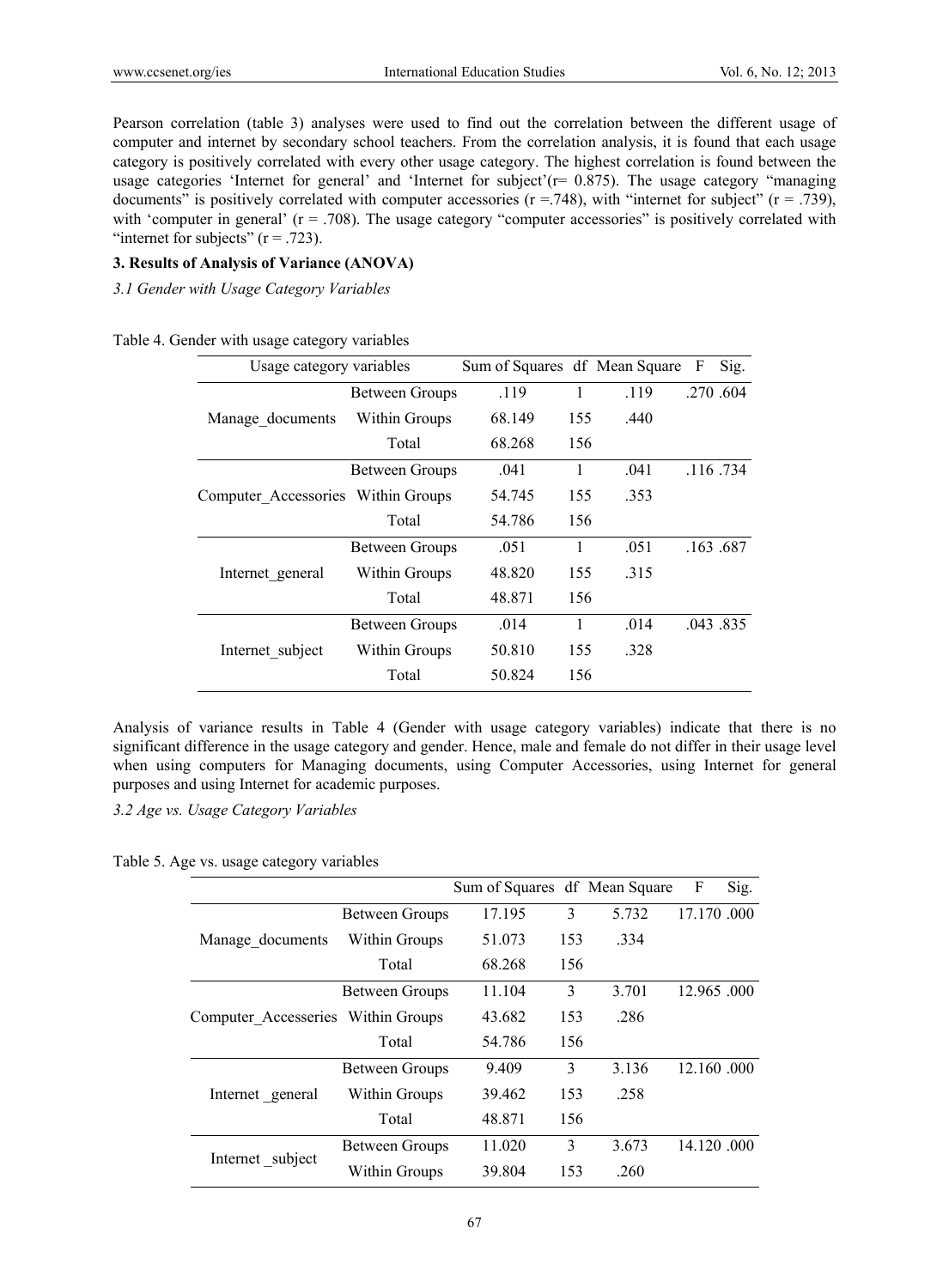Pearson correlation (table 3) analyses were used to find out the correlation between the different usage of computer and internet by secondary school teachers. From the correlation analysis, it is found that each usage category is positively correlated with every other usage category. The highest correlation is found between the usage categories 'Internet for general' and 'Internet for subject'(r= 0.875). The usage category "managing documents" is positively correlated with computer accessories (r =.748), with "internet for subject" (r = .739), with 'computer in general' (r = .708). The usage category "computer accessories" is positively correlated with "internet for subjects" (r = .723).

### 3. Results of Analysis of Variance (ANOVA)

*3.1 Gender with Usage Category Variables*

Table 4. Gender with usage category variables

| Usage category variables | | Sum of Squares | df | Mean Square | F | Sig. |
|---|---|---|---|---|---|---|
| Manage_documents | Between Groups | .119 | 1 | .119 | .270 | .604 |
| | Within Groups | 68.149 | 155 | .440 | | |
| | Total | 68.268 | 156 | | | |
| Computer_Accessories | Between Groups | .041 | 1 | .041 | .116 | .734 |
| | Within Groups | 54.745 | 155 | .353 | | |
| | Total | 54.786 | 156 | | | |
| Internet_general | Between Groups | .051 | 1 | .051 | .163 | .687 |
| | Within Groups | 48.820 | 155 | .315 | | |
| | Total | 48.871 | 156 | | | |
| Internet_subject | Between Groups | .014 | 1 | .014 | .043 | .835 |
| | Within Groups | 50.810 | 155 | .328 | | |
| | Total | 50.824 | 156 | | | |

Analysis of variance results in Table 4 (Gender with usage category variables) indicate that there is no significant difference in the usage category and gender. Hence, male and female do not differ in their usage level when using computers for Managing documents, using Computer Accessories, using Internet for general purposes and using Internet for academic purposes.

*3.2 Age vs. Usage Category Variables*

Table 5. Age vs. usage category variables

| | | Sum of Squares | df | Mean Square | F | Sig. |
|---|---|---|---|---|---|---|
| Manage_documents | Between Groups | 17.195 | 3 | 5.732 | 17.170 | .000 |
| | Within Groups | 51.073 | 153 | .334 | | |
| | Total | 68.268 | 156 | | | |
| Computer_Accesseries | Between Groups | 11.104 | 3 | 3.701 | 12.965 | .000 |
| | Within Groups | 43.682 | 153 | .286 | | |
| | Total | 54.786 | 156 | | | |
| Internet _general | Between Groups | 9.409 | 3 | 3.136 | 12.160 | .000 |
| | Within Groups | 39.462 | 153 | .258 | | |
| | Total | 48.871 | 156 | | | |
| Internet _subject | Between Groups | 11.020 | 3 | 3.673 | 14.120 | .000 |
| | Within Groups | 39.804 | 153 | .260 | | |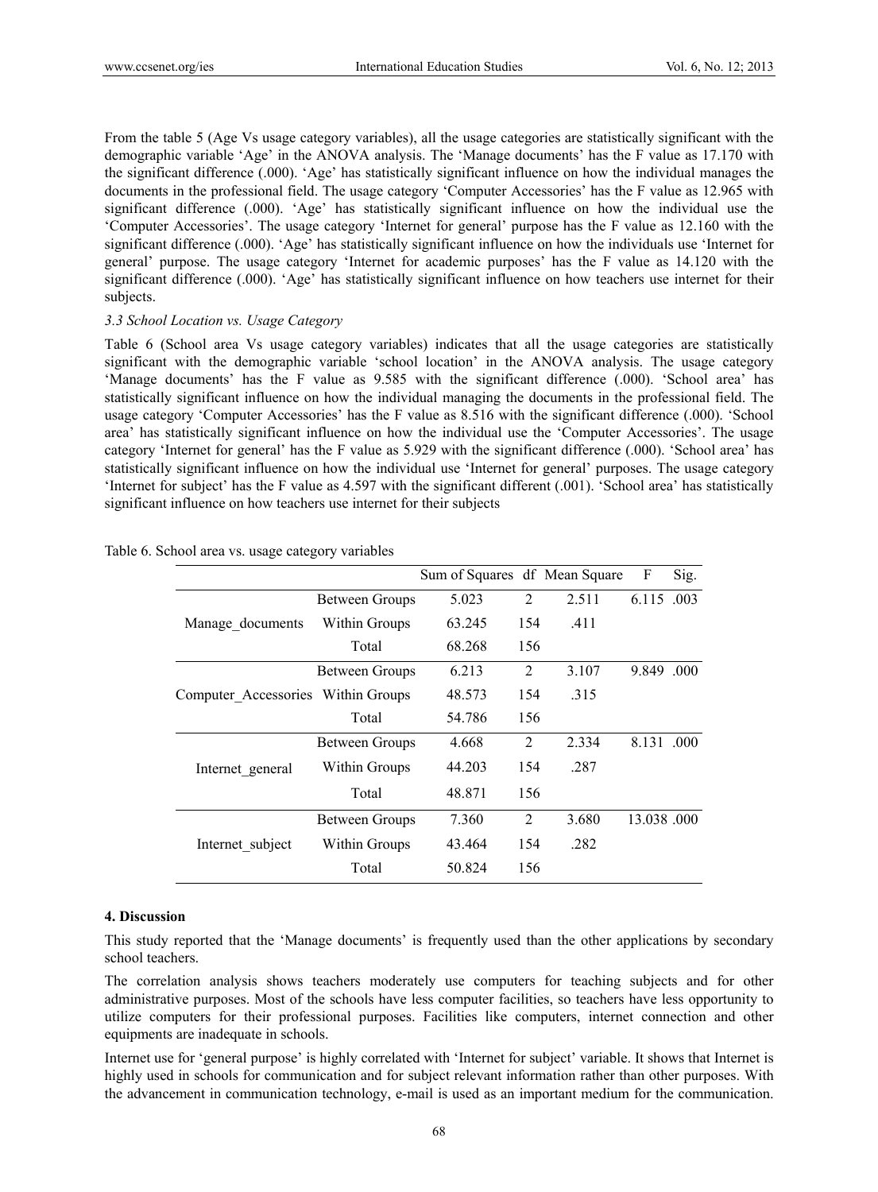From the table 5 (Age Vs usage category variables), all the usage categories are statistically significant with the demographic variable 'Age' in the ANOVA analysis. The 'Manage documents' has the F value as 17.170 with the significant difference (.000). 'Age' has statistically significant influence on how the individual manages the documents in the professional field. The usage category 'Computer Accessories' has the F value as 12.965 with significant difference (.000). 'Age' has statistically significant influence on how the individual use the 'Computer Accessories'. The usage category 'Internet for general' purpose has the F value as 12.160 with the significant difference (.000). 'Age' has statistically significant influence on how the individuals use 'Internet for general' purpose. The usage category 'Internet for academic purposes' has the F value as 14.120 with the significant difference (.000). 'Age' has statistically significant influence on how teachers use internet for their subjects.

*3.3 School Location vs. Usage Category*

Table 6 (School area Vs usage category variables) indicates that all the usage categories are statistically significant with the demographic variable 'school location' in the ANOVA analysis. The usage category 'Manage documents' has the F value as 9.585 with the significant difference (.000). 'School area' has statistically significant influence on how the individual managing the documents in the professional field. The usage category 'Computer Accessories' has the F value as 8.516 with the significant difference (.000). 'School area' has statistically significant influence on how the individual use the 'Computer Accessories'. The usage category 'Internet for general' has the F value as 5.929 with the significant difference (.000). 'School area' has statistically significant influence on how the individual use 'Internet for general' purposes. The usage category 'Internet for subject' has the F value as 4.597 with the significant different (.001). 'School area' has statistically significant influence on how teachers use internet for their subjects

Table 6. School area vs. usage category variables

| | | Sum of Squares | df | Mean Square | F | Sig. |
|---|---|---|---|---|---|---|
| Manage_documents | Between Groups | 5.023 | 2 | 2.511 | 6.115 | .003 |
| | Within Groups | 63.245 | 154 | .411 | | |
| | Total | 68.268 | 156 | | | |
| Computer_Accessories | Between Groups | 6.213 | 2 | 3.107 | 9.849 | .000 |
| | Within Groups | 48.573 | 154 | .315 | | |
| | Total | 54.786 | 156 | | | |
| Internet_general | Between Groups | 4.668 | 2 | 2.334 | 8.131 | .000 |
| | Within Groups | 44.203 | 154 | .287 | | |
| | Total | 48.871 | 156 | | | |
| Internet_subject | Between Groups | 7.360 | 2 | 3.680 | 13.038 | .000 |
| | Within Groups | 43.464 | 154 | .282 | | |
| | Total | 50.824 | 156 | | | |

## 4. Discussion

This study reported that the 'Manage documents' is frequently used than the other applications by secondary school teachers.

The correlation analysis shows teachers moderately use computers for teaching subjects and for other administrative purposes. Most of the schools have less computer facilities, so teachers have less opportunity to utilize computers for their professional purposes. Facilities like computers, internet connection and other equipments are inadequate in schools.

Internet use for 'general purpose' is highly correlated with 'Internet for subject' variable. It shows that Internet is highly used in schools for communication and for subject relevant information rather than other purposes. With the advancement in communication technology, e-mail is used as an important medium for the communication.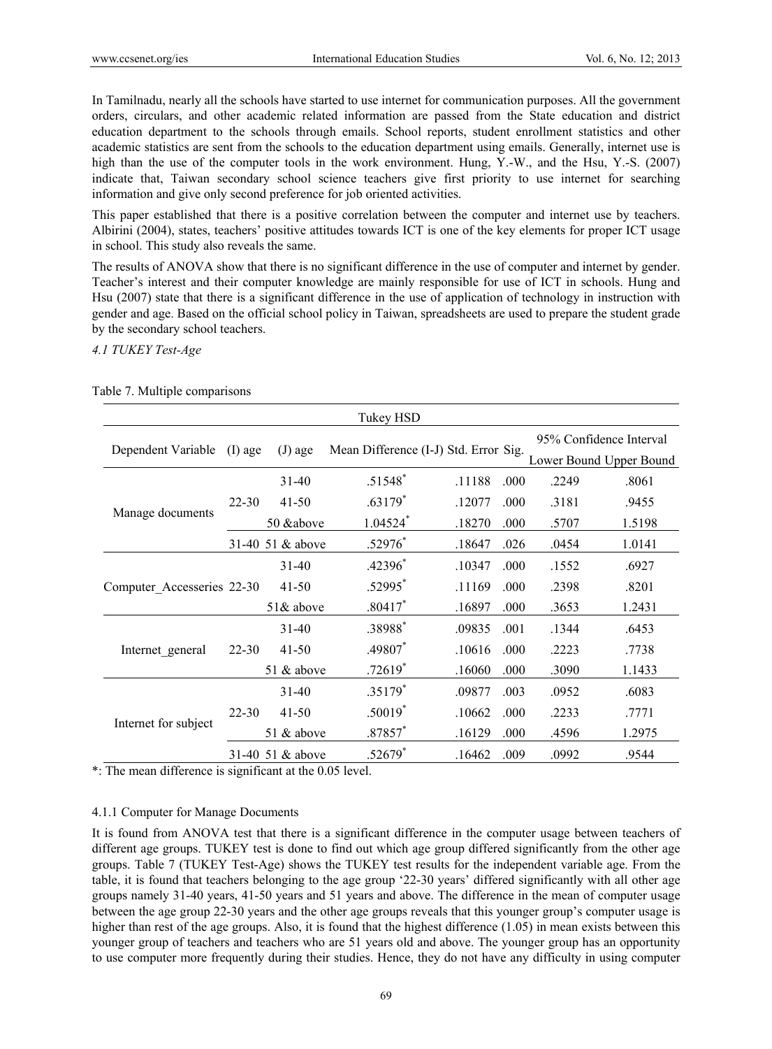In Tamilnadu, nearly all the schools have started to use internet for communication purposes. All the government orders, circulars, and other academic related information are passed from the State education and district education department to the schools through emails. School reports, student enrollment statistics and other academic statistics are sent from the schools to the education department using emails. Generally, internet use is high than the use of the computer tools in the work environment. Hung, Y.-W., and the Hsu, Y.-S. (2007) indicate that, Taiwan secondary school science teachers give first priority to use internet for searching information and give only second preference for job oriented activities.

This paper established that there is a positive correlation between the computer and internet use by teachers. Albirini (2004), states, teachers' positive attitudes towards ICT is one of the key elements for proper ICT usage in school. This study also reveals the same.

The results of ANOVA show that there is no significant difference in the use of computer and internet by gender. Teacher's interest and their computer knowledge are mainly responsible for use of ICT in schools. Hung and Hsu (2007) state that there is a significant difference in the use of application of technology in instruction with gender and age. Based on the official school policy in Taiwan, spreadsheets are used to prepare the student grade by the secondary school teachers.

*4.1 TUKEY Test-Age*

Table 7. Multiple comparisons

| Tukey HSD | | | | | | | |
|---|---|---|---|---|---|---|---|
| Dependent Variable | (I) age | (J) age | Mean Difference (I-J) | Std. Error | Sig. | 95% Confidence Interval | |
| | | | | | | Lower Bound | Upper Bound |
| Manage documents | 22-30 | 31-40 | .51548* | .11188 | .000 | .2249 | .8061 |
| | | 41-50 | .63179* | .12077 | .000 | .3181 | .9455 |
| | | 50 &above | 1.04524* | .18270 | .000 | .5707 | 1.5198 |
| | 31-40 | 51 & above | .52976* | .18647 | .026 | .0454 | 1.0141 |
| Computer_Accesseries | 22-30 | 31-40 | .42396* | .10347 | .000 | .1552 | .6927 |
| | | 41-50 | .52995* | .11169 | .000 | .2398 | .8201 |
| | | 51& above | .80417* | .16897 | .000 | .3653 | 1.2431 |
| Internet_general | 22-30 | 31-40 | .38988* | .09835 | .001 | .1344 | .6453 |
| | | 41-50 | .49807* | .10616 | .000 | .2223 | .7738 |
| | | 51 & above | .72619* | .16060 | .000 | .3090 | 1.1433 |
| Internet for subject | 22-30 | 31-40 | .35179* | .09877 | .003 | .0952 | .6083 |
| | | 41-50 | .50019* | .10662 | .000 | .2233 | .7771 |
| | | 51 & above | .87857* | .16129 | .000 | .4596 | 1.2975 |
| | 31-40 | 51 & above | .52679* | .16462 | .009 | .0992 | .9544 |

*: The mean difference is significant at the 0.05 level.

#### 4.1.1 Computer for Manage Documents

It is found from ANOVA test that there is a significant difference in the computer usage between teachers of different age groups. TUKEY test is done to find out which age group differed significantly from the other age groups. Table 7 (TUKEY Test-Age) shows the TUKEY test results for the independent variable age. From the table, it is found that teachers belonging to the age group '22-30 years' differed significantly with all other age groups namely 31-40 years, 41-50 years and 51 years and above. The difference in the mean of computer usage between the age group 22-30 years and the other age groups reveals that this younger group's computer usage is higher than rest of the age groups. Also, it is found that the highest difference (1.05) in mean exists between this younger group of teachers and teachers who are 51 years old and above. The younger group has an opportunity to use computer more frequently during their studies. Hence, they do not have any difficulty in using computer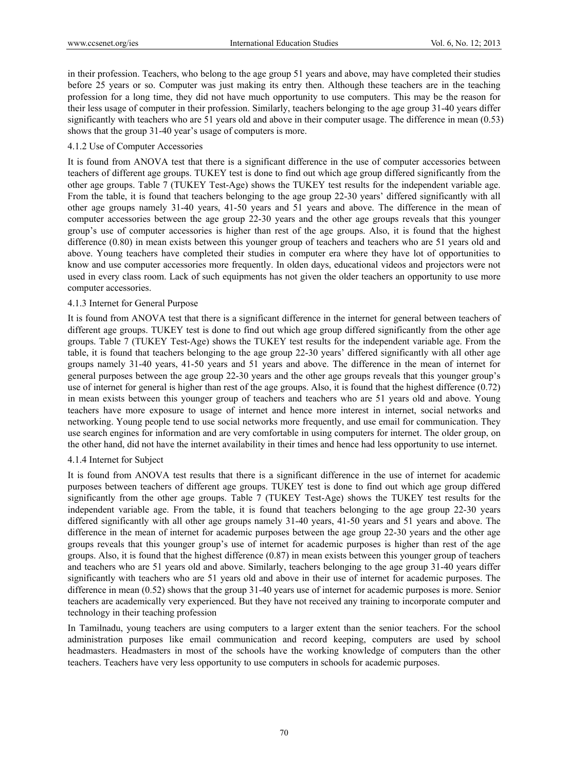in their profession. Teachers, who belong to the age group 51 years and above, may have completed their studies before 25 years or so. Computer was just making its entry then. Although these teachers are in the teaching profession for a long time, they did not have much opportunity to use computers. This may be the reason for their less usage of computer in their profession. Similarly, teachers belonging to the age group 31-40 years differ significantly with teachers who are 51 years old and above in their computer usage. The difference in mean (0.53) shows that the group 31-40 year's usage of computers is more.

#### 4.1.2 Use of Computer Accessories

It is found from ANOVA test that there is a significant difference in the use of computer accessories between teachers of different age groups. TUKEY test is done to find out which age group differed significantly from the other age groups. Table 7 (TUKEY Test-Age) shows the TUKEY test results for the independent variable age. From the table, it is found that teachers belonging to the age group 22-30 years' differed significantly with all other age groups namely 31-40 years, 41-50 years and 51 years and above. The difference in the mean of computer accessories between the age group 22-30 years and the other age groups reveals that this younger group's use of computer accessories is higher than rest of the age groups. Also, it is found that the highest difference (0.80) in mean exists between this younger group of teachers and teachers who are 51 years old and above. Young teachers have completed their studies in computer era where they have lot of opportunities to know and use computer accessories more frequently. In olden days, educational videos and projectors were not used in every class room. Lack of such equipments has not given the older teachers an opportunity to use more computer accessories.

#### 4.1.3 Internet for General Purpose

It is found from ANOVA test that there is a significant difference in the internet for general between teachers of different age groups. TUKEY test is done to find out which age group differed significantly from the other age groups. Table 7 (TUKEY Test-Age) shows the TUKEY test results for the independent variable age. From the table, it is found that teachers belonging to the age group 22-30 years' differed significantly with all other age groups namely 31-40 years, 41-50 years and 51 years and above. The difference in the mean of internet for general purposes between the age group 22-30 years and the other age groups reveals that this younger group's use of internet for general is higher than rest of the age groups. Also, it is found that the highest difference (0.72) in mean exists between this younger group of teachers and teachers who are 51 years old and above. Young teachers have more exposure to usage of internet and hence more interest in internet, social networks and networking. Young people tend to use social networks more frequently, and use email for communication. They use search engines for information and are very comfortable in using computers for internet. The older group, on the other hand, did not have the internet availability in their times and hence had less opportunity to use internet.

#### 4.1.4 Internet for Subject

It is found from ANOVA test results that there is a significant difference in the use of internet for academic purposes between teachers of different age groups. TUKEY test is done to find out which age group differed significantly from the other age groups. Table 7 (TUKEY Test-Age) shows the TUKEY test results for the independent variable age. From the table, it is found that teachers belonging to the age group 22-30 years differed significantly with all other age groups namely 31-40 years, 41-50 years and 51 years and above. The difference in the mean of internet for academic purposes between the age group 22-30 years and the other age groups reveals that this younger group's use of internet for academic purposes is higher than rest of the age groups. Also, it is found that the highest difference (0.87) in mean exists between this younger group of teachers and teachers who are 51 years old and above. Similarly, teachers belonging to the age group 31-40 years differ significantly with teachers who are 51 years old and above in their use of internet for academic purposes. The difference in mean (0.52) shows that the group 31-40 years use of internet for academic purposes is more. Senior teachers are academically very experienced. But they have not received any training to incorporate computer and technology in their teaching profession

In Tamilnadu, young teachers are using computers to a larger extent than the senior teachers. For the school administration purposes like email communication and record keeping, computers are used by school headmasters. Headmasters in most of the schools have the working knowledge of computers than the other teachers. Teachers have very less opportunity to use computers in schools for academic purposes.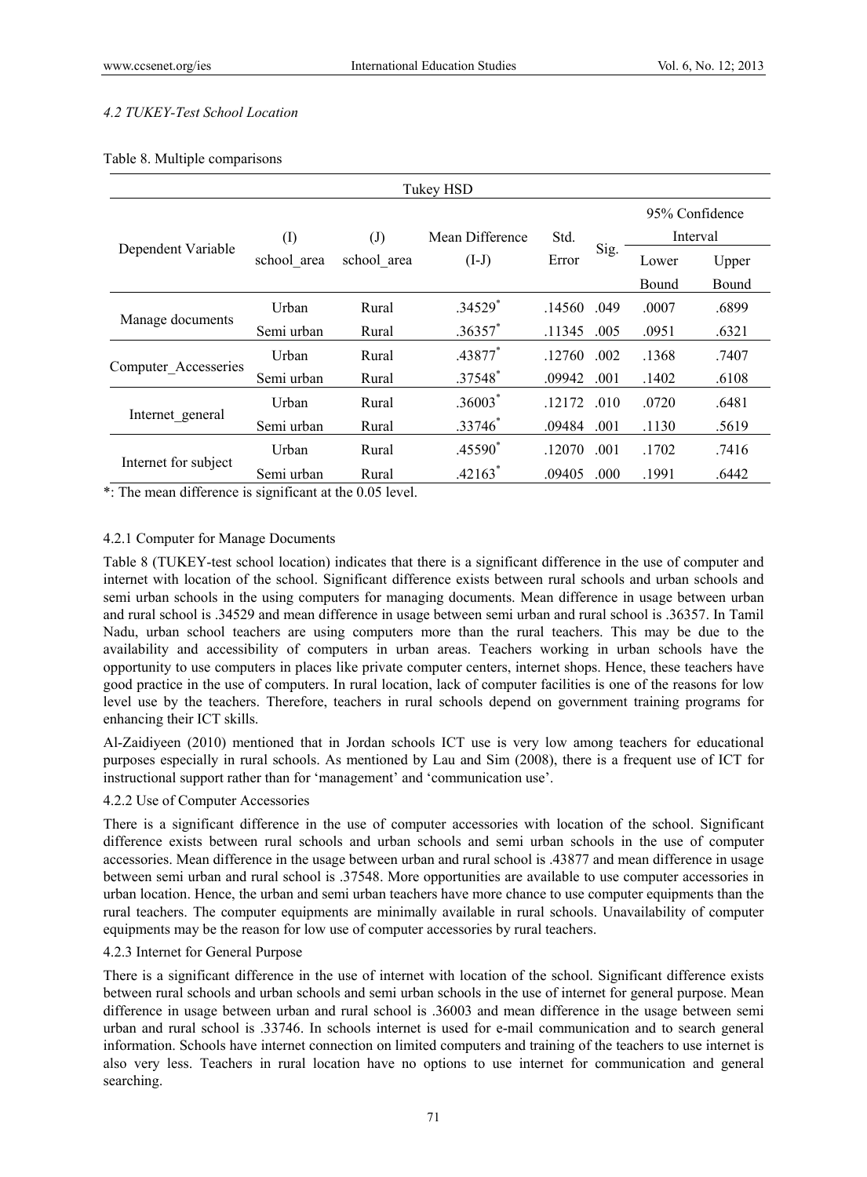### *4.2 TUKEY-Test School Location*

Table 8. Multiple comparisons

| Tukey HSD | | | | | | | |
|---|---|---|---|---|---|---|---|
| Dependent Variable | (I) school_area | (J) school_area | Mean Difference (I-J) | Std. Error | Sig. | 95% Confidence Interval | |
| | | | | | | Lower Bound | Upper Bound |
| Manage documents | Urban | Rural | .34529* | .14560 | .049 | .0007 | .6899 |
| | Semi urban | Rural | .36357* | .11345 | .005 | .0951 | .6321 |
| Computer_Accesseries | Urban | Rural | .43877* | .12760 | .002 | .1368 | .7407 |
| | Semi urban | Rural | .37548* | .09942 | .001 | .1402 | .6108 |
| Internet_general | Urban | Rural | .36003* | .12172 | .010 | .0720 | .6481 |
| | Semi urban | Rural | .33746* | .09484 | .001 | .1130 | .5619 |
| Internet for subject | Urban | Rural | .45590* | .12070 | .001 | .1702 | .7416 |
| | Semi urban | Rural | .42163* | .09405 | .000 | .1991 | .6442 |

*: The mean difference is significant at the 0.05 level.

#### 4.2.1 Computer for Manage Documents

Table 8 (TUKEY-test school location) indicates that there is a significant difference in the use of computer and internet with location of the school. Significant difference exists between rural schools and urban schools and semi urban schools in the using computers for managing documents. Mean difference in usage between urban and rural school is .34529 and mean difference in usage between semi urban and rural school is .36357. In Tamil Nadu, urban school teachers are using computers more than the rural teachers. This may be due to the availability and accessibility of computers in urban areas. Teachers working in urban schools have the opportunity to use computers in places like private computer centers, internet shops. Hence, these teachers have good practice in the use of computers. In rural location, lack of computer facilities is one of the reasons for low level use by the teachers. Therefore, teachers in rural schools depend on government training programs for enhancing their ICT skills.

Al-Zaidiyeen (2010) mentioned that in Jordan schools ICT use is very low among teachers for educational purposes especially in rural schools. As mentioned by Lau and Sim (2008), there is a frequent use of ICT for instructional support rather than for 'management' and 'communication use'.

#### 4.2.2 Use of Computer Accessories

There is a significant difference in the use of computer accessories with location of the school. Significant difference exists between rural schools and urban schools and semi urban schools in the use of computer accessories. Mean difference in the usage between urban and rural school is .43877 and mean difference in usage between semi urban and rural school is .37548. More opportunities are available to use computer accessories in urban location. Hence, the urban and semi urban teachers have more chance to use computer equipments than the rural teachers. The computer equipments are minimally available in rural schools. Unavailability of computer equipments may be the reason for low use of computer accessories by rural teachers.

#### 4.2.3 Internet for General Purpose

There is a significant difference in the use of internet with location of the school. Significant difference exists between rural schools and urban schools and semi urban schools in the use of internet for general purpose. Mean difference in usage between urban and rural school is .36003 and mean difference in the usage between semi urban and rural school is .33746. In schools internet is used for e-mail communication and to search general information. Schools have internet connection on limited computers and training of the teachers to use internet is also very less. Teachers in rural location have no options to use internet for communication and general searching.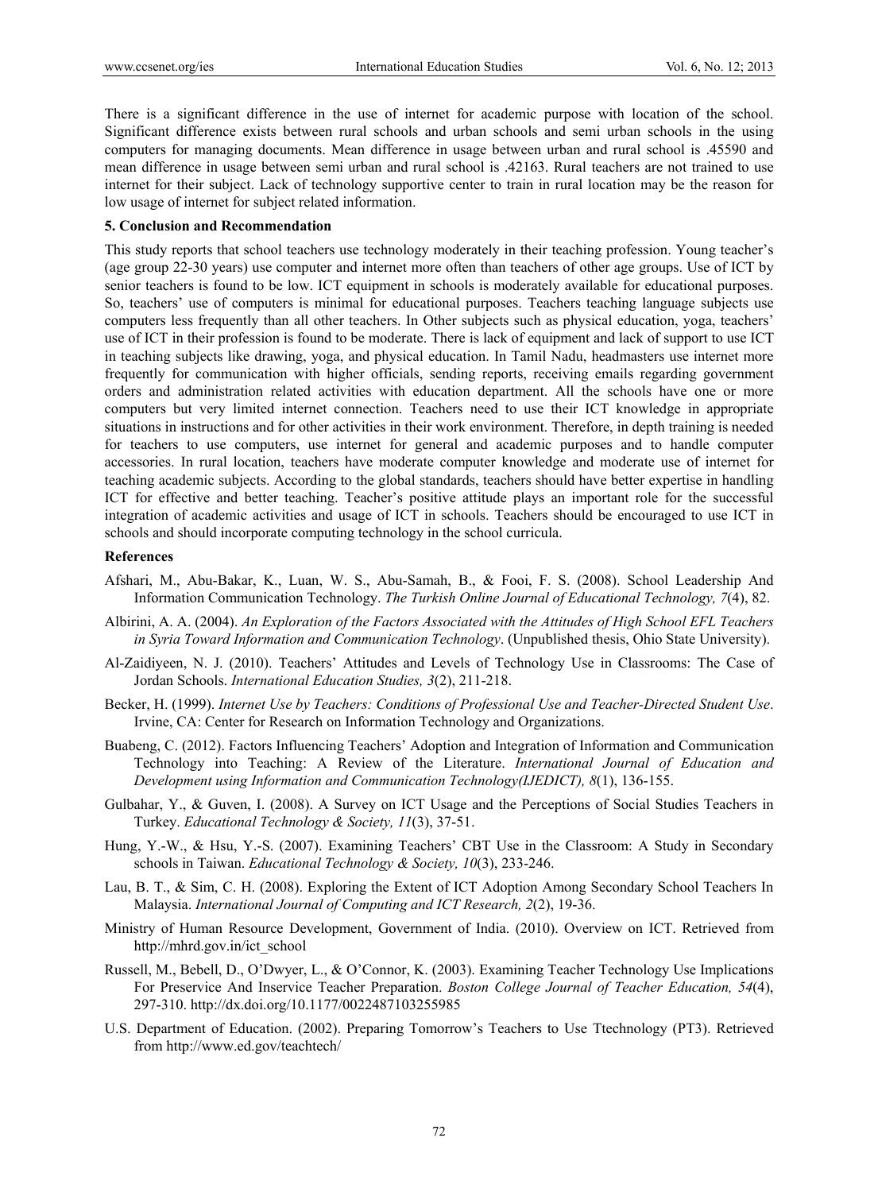There is a significant difference in the use of internet for academic purpose with location of the school. Significant difference exists between rural schools and urban schools and semi urban schools in the using computers for managing documents. Mean difference in usage between urban and rural school is .45590 and mean difference in usage between semi urban and rural school is .42163. Rural teachers are not trained to use internet for their subject. Lack of technology supportive center to train in rural location may be the reason for low usage of internet for subject related information.

## 5. Conclusion and Recommendation

This study reports that school teachers use technology moderately in their teaching profession. Young teacher's (age group 22-30 years) use computer and internet more often than teachers of other age groups. Use of ICT by senior teachers is found to be low. ICT equipment in schools is moderately available for educational purposes. So, teachers' use of computers is minimal for educational purposes. Teachers teaching language subjects use computers less frequently than all other teachers. In Other subjects such as physical education, yoga, teachers' use of ICT in their profession is found to be moderate. There is lack of equipment and lack of support to use ICT in teaching subjects like drawing, yoga, and physical education. In Tamil Nadu, headmasters use internet more frequently for communication with higher officials, sending reports, receiving emails regarding government orders and administration related activities with education department. All the schools have one or more computers but very limited internet connection. Teachers need to use their ICT knowledge in appropriate situations in instructions and for other activities in their work environment. Therefore, in depth training is needed for teachers to use computers, use internet for general and academic purposes and to handle computer accessories. In rural location, teachers have moderate computer knowledge and moderate use of internet for teaching academic subjects. According to the global standards, teachers should have better expertise in handling ICT for effective and better teaching. Teacher's positive attitude plays an important role for the successful integration of academic activities and usage of ICT in schools. Teachers should be encouraged to use ICT in schools and should incorporate computing technology in the school curricula.

## References

Afshari, M., Abu-Bakar, K., Luan, W. S., Abu-Samah, B., & Fooi, F. S. (2008). School Leadership And Information Communication Technology. *The Turkish Online Journal of Educational Technology, 7*(4), 82.

Albirini, A. A. (2004). *An Exploration of the Factors Associated with the Attitudes of High School EFL Teachers in Syria Toward Information and Communication Technology*. (Unpublished thesis, Ohio State University).

Al-Zaidiyeen, N. J. (2010). Teachers' Attitudes and Levels of Technology Use in Classrooms: The Case of Jordan Schools. *International Education Studies, 3*(2), 211-218.

Becker, H. (1999). *Internet Use by Teachers: Conditions of Professional Use and Teacher-Directed Student Use*. Irvine, CA: Center for Research on Information Technology and Organizations.

Buabeng, C. (2012). Factors Influencing Teachers' Adoption and Integration of Information and Communication Technology into Teaching: A Review of the Literature. *International Journal of Education and Development using Information and Communication Technology(IJEDICT), 8*(1), 136-155.

Gulbahar, Y., & Guven, I. (2008). A Survey on ICT Usage and the Perceptions of Social Studies Teachers in Turkey. *Educational Technology & Society, 11*(3), 37-51.

Hung, Y.-W., & Hsu, Y.-S. (2007). Examining Teachers' CBT Use in the Classroom: A Study in Secondary schools in Taiwan. *Educational Technology & Society, 10*(3), 233-246.

Lau, B. T., & Sim, C. H. (2008). Exploring the Extent of ICT Adoption Among Secondary School Teachers In Malaysia. *International Journal of Computing and ICT Research, 2*(2), 19-36.

Ministry of Human Resource Development, Government of India. (2010). Overview on ICT. Retrieved from http://mhrd.gov.in/ict_school

Russell, M., Bebell, D., O'Dwyer, L., & O'Connor, K. (2003). Examining Teacher Technology Use Implications For Preservice And Inservice Teacher Preparation. *Boston College Journal of Teacher Education, 54*(4), 297-310. http://dx.doi.org/10.1177/0022487103255985

U.S. Department of Education. (2002). Preparing Tomorrow's Teachers to Use Ttechnology (PT3). Retrieved from http://www.ed.gov/teachtech/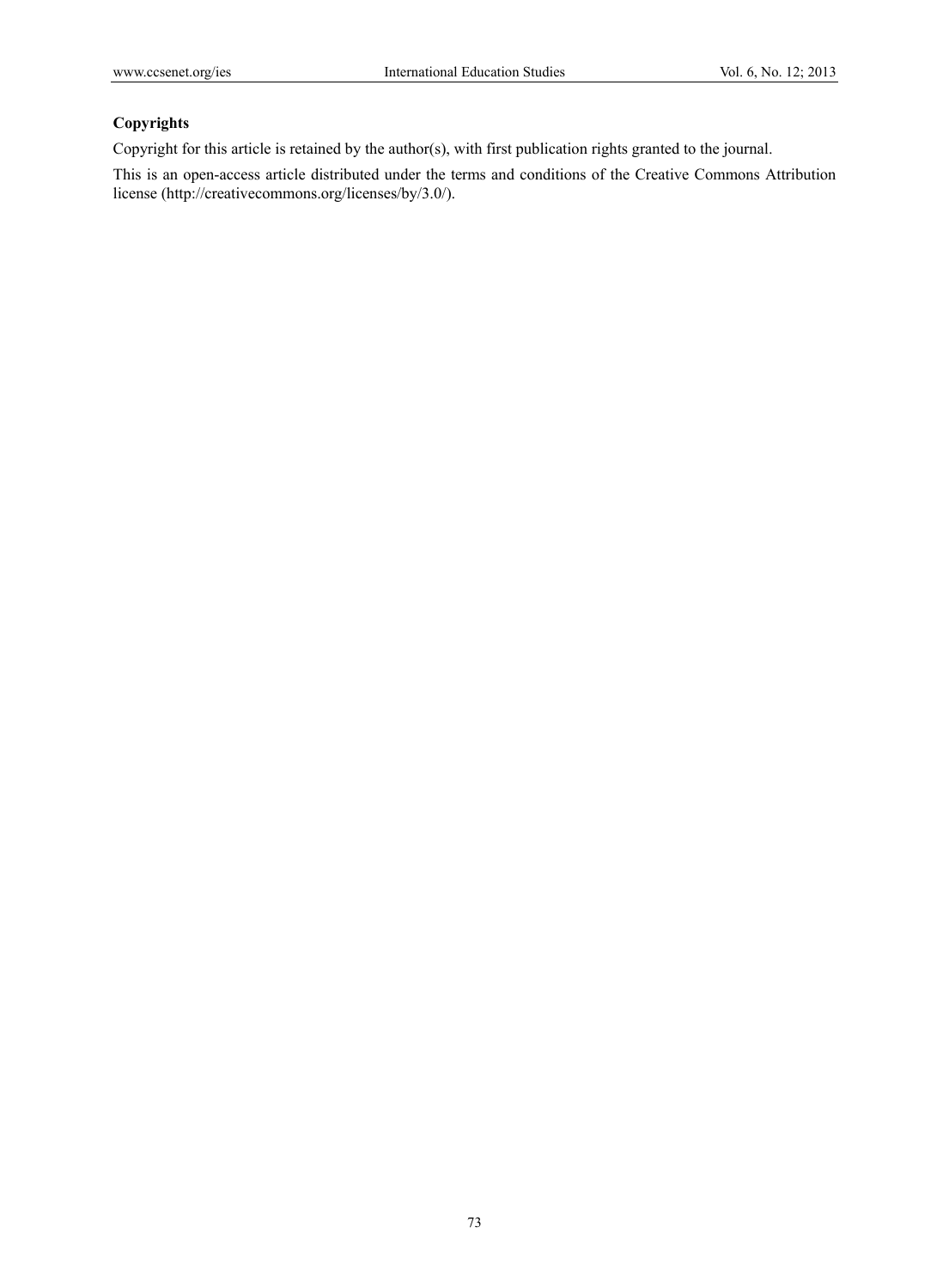**Copyrights**

Copyright for this article is retained by the author(s), with first publication rights granted to the journal.

This is an open-access article distributed under the terms and conditions of the Creative Commons Attribution license (http://creativecommons.org/licenses/by/3.0/).